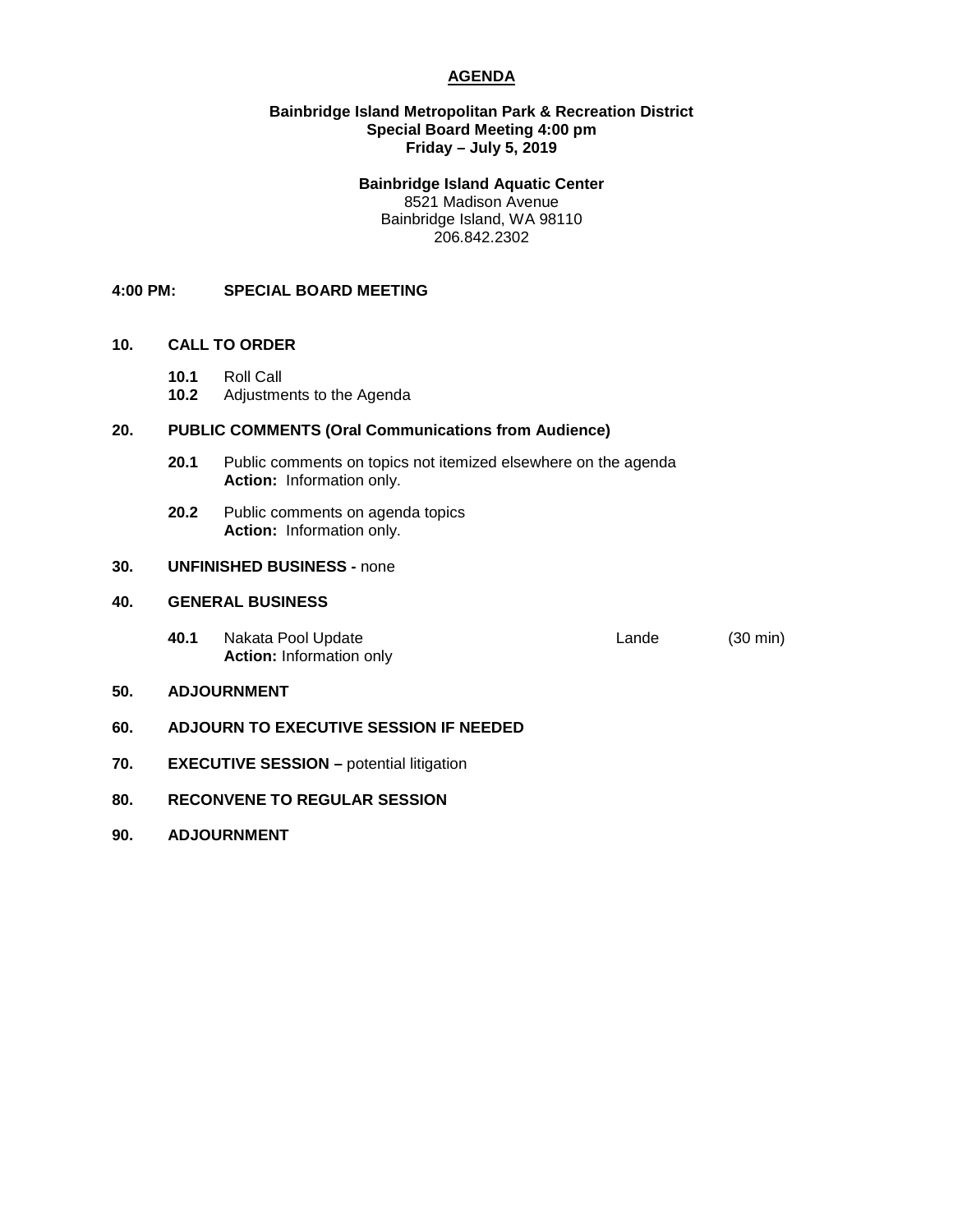# AGENDA

**Baainbridge Island Metropolitan Park & Recreation District**
**Special Board Meeting 4:00 pm**
**Friday – July 5, 2019**

**Bainbridge Island Aquatic Center**
8521 Madison Avenue
Bainbridge Island, WA 98110
206.842.2302

**4:00 PM: SPECIAL BOARD MEETING**

**10. CALL TO ORDER**

- **10.1** Roll Call
- **10.2** Adjustments to the Agenda

**20. PUBLIC COMMENTS (Oral Communications from Audience)**

- **20.1** Public comments on topics not itemized elsewhere on the agenda
  **Action:** Information only.
- **20.2** Public comments on agenda topics
  **Action:** Information only.

**30. UNFINISHED BUSINESS -** none

**40. GENERAL BUSINESS**

- **40.1** Nakata Pool Update — Lande — (30 min)
  **Action:** Information only

**50. ADJOURNMENT**

**60. ADJOURN TO EXECUTIVE SESSION IF NEEDED**

**70. EXECUTIVE SESSION –** potential litigation

**80. RECONVENE TO REGULAR SESSION**

**90. ADJOURNMENT**

# AGENDA

**Bainbridge Island Metropolitan Park & Recreation District**
**Special Board Meeting 4:00 pm**
**Friday – July 5, 2019**

**Bainbridge Island Aquatic Center**
8521 Madison Avenue
Bainbridge Island, WA 98110
206.842.2302

**4:00 PM: SPECIAL BOARD MEETING**

**10. CALL TO ORDER**

- **10.1** Roll Call
- **10.2** Adjustments to the Agenda

**20. PUBLIC COMMENTS (Oral Communications from Audience)**

- **20.1** Public comments on topics not itemized elsewhere on the agenda
  **Action:** Information only.
- **20.2** Public comments on agenda topics
  **Action:** Information only.

**30. UNFINISHED BUSINESS -** none

**40. GENERAL BUSINESS**

- **40.1** Nakata Pool Update — Lande — (30 min)
  **Action:** Information only

**50. ADJOURNMENT**

**60. ADJOURN TO EXECUTIVE SESSION IF NEEDED**

**70. EXECUTIVE SESSION –** potential litigation

**80. RECONVENE TO REGULAR SESSION**

**90. ADJOURNMENT**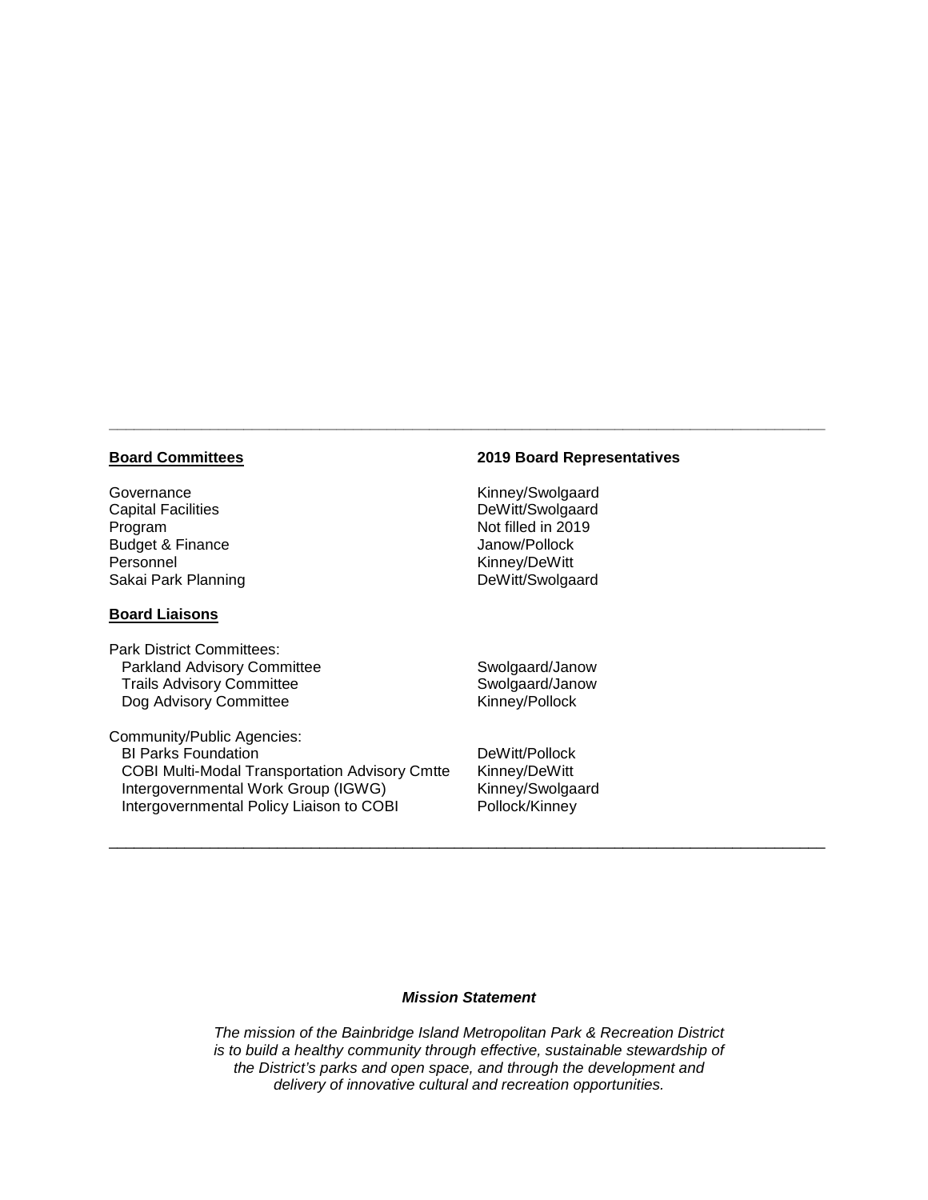---

| **Board Committees** | **2019 Board Representatives** |
|---|---|
| Governance | Kinney/Swolgaard |
| Capital Facilities | DeWitt/Swolgaard |
| Program | Not filled in 2019 |
| Budget & Finance | Janow/Pollock |
| Personnel | Kinney/DeWitt |
| Sakai Park Planning | DeWitt/Swolgaard |

**Board Liaisons**

| | |
|---|---|
| Park District Committees: | |
| Parkland Advisory Committee | Swolgaard/Janow |
| Trails Advisory Committee | Swolgaard/Janow |
| Dog Advisory Committee | Kinney/Pollock |
| Community/Public Agencies: | |
| BI Parks Foundation | DeWitt/Pollock |
| COBI Multi-Modal Transportation Advisory Cmtte | Kinney/DeWitt |
| Intergovernmental Work Group (IGWG) | Kinney/Swolgaard |
| Intergovernmental Policy Liaison to COBI | Pollock/Kinney |

---

***Mission Statement***

*The mission of the Bainbridge Island Metropolitan Park & Recreation District is to build a healthy community through effective, sustainable stewardship of the District's parks and open space, and through the development and delivery of innovative cultural and recreation opportunities.*